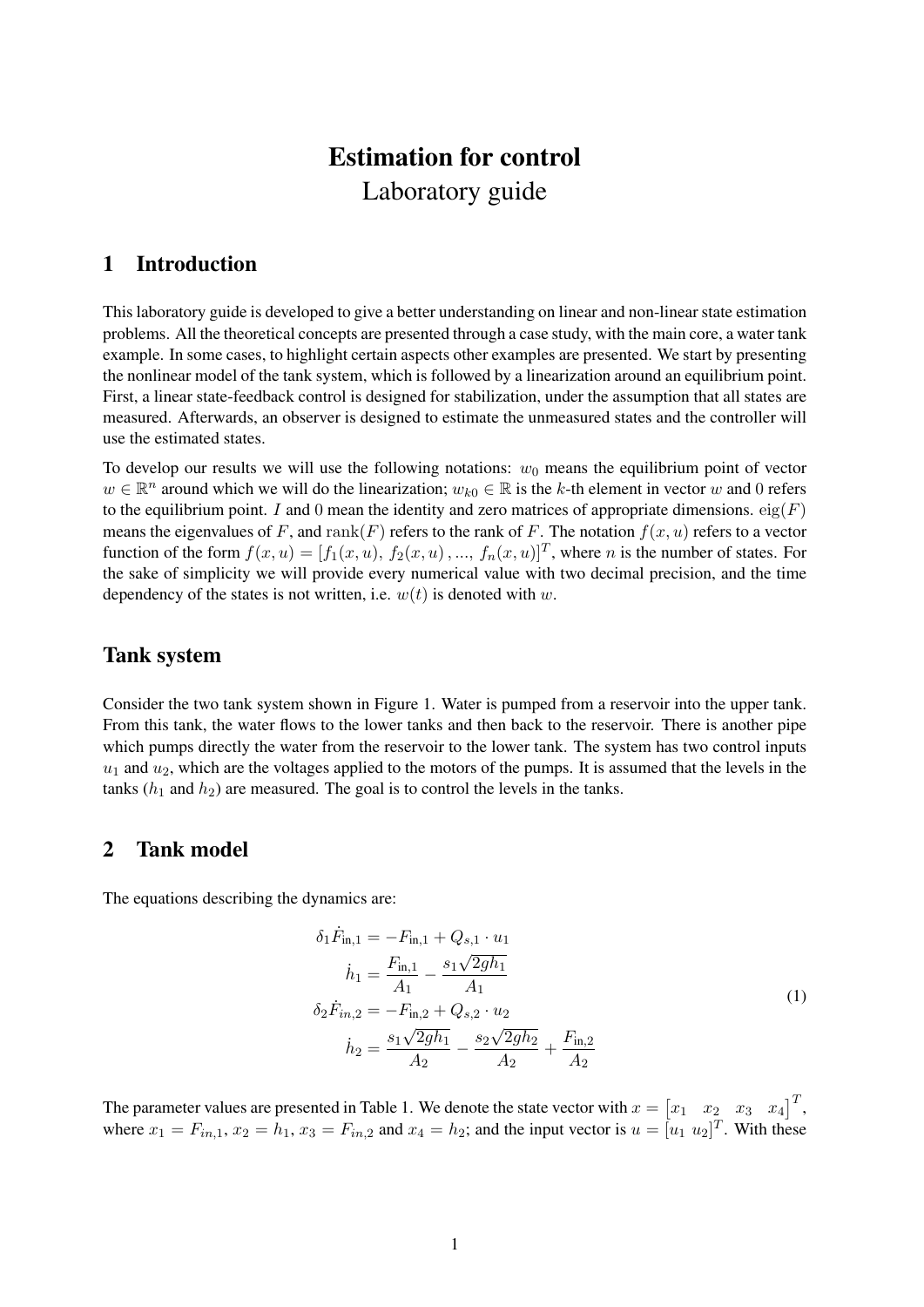# Estimation for control

Laboratory guide

## 1 Introduction

This laboratory guide is developed to give a better understanding on linear and non-linear state estimation problems. All the theoretical concepts are presented through a case study, with the main core, a water tank example. In some cases, to highlight certain aspects other examples are presented. We start by presenting the nonlinear model of the tank system, which is followed by a linearization around an equilibrium point. First, a linear state-feedback control is designed for stabilization, under the assumption that all states are measured. Afterwards, an observer is designed to estimate the unmeasured states and the controller will use the estimated states.

To develop our results we will use the following notations: $w_0$ means the equilibrium point of vector $w \in \mathbb{R}^n$ around which we will do the linearization; $w_{k0} \in \mathbb{R}$ is the $k$-th element in vector $w$ and 0 refers to the equilibrium point. $I$ and 0 mean the identity and zero matrices of appropriate dimensions. $\mathrm{eig}(F)$ means the eigenvalues of $F$, and $\mathrm{rank}(F)$ refers to the rank of $F$. The notation $f(x,u)$ refers to a vector function of the form $f(x,u) = [f_1(x,u),\ f_2(x,u),...,\ f_n(x,u)]^T$, where $n$ is the number of states. For the sake of simplicity we will provide every numerical value with two decimal precision, and the time dependency of the states is not written, i.e. $w(t)$ is denoted with $w$.

## Tank system

Consider the two tank system shown in Figure 1. Water is pumped from a reservoir into the upper tank. From this tank, the water flows to the lower tanks and then back to the reservoir. There is another pipe which pumps directly the water from the reservoir to the lower tank. The system has two control inputs $u_1$ and $u_2$, which are the voltages applied to the motors of the pumps. It is assumed that the levels in the tanks ($h_1$ and $h_2$) are measured. The goal is to control the levels in the tanks.

## 2 Tank model

The equations describing the dynamics are:

$$
\begin{aligned}
\delta_1 \dot{F}_{\text{in},1} &= -F_{\text{in},1} + Q_{s,1} \cdot u_1 \\
\dot{h}_1 &= \frac{F_{\text{in},1}}{A_1} - \frac{s_1\sqrt{2gh_1}}{A_1} \\
\delta_2 \dot{F}_{in,2} &= -F_{\text{in},2} + Q_{s,2} \cdot u_2 \\
\dot{h}_2 &= \frac{s_1\sqrt{2gh_1}}{A_2} - \frac{s_2\sqrt{2gh_2}}{A_2} + \frac{F_{\text{in},2}}{A_2}
\end{aligned}
\tag{1}
$$

The parameter values are presented in Table 1. We denote the state vector with $x = \begin{bmatrix} x_1 & x_2 & x_3 & x_4 \end{bmatrix}^T$, where $x_1 = F_{in,1}$, $x_2 = h_1$, $x_3 = F_{in,2}$ and $x_4 = h_2$; and the input vector is $u = [u_1\ u_2]^T$. With these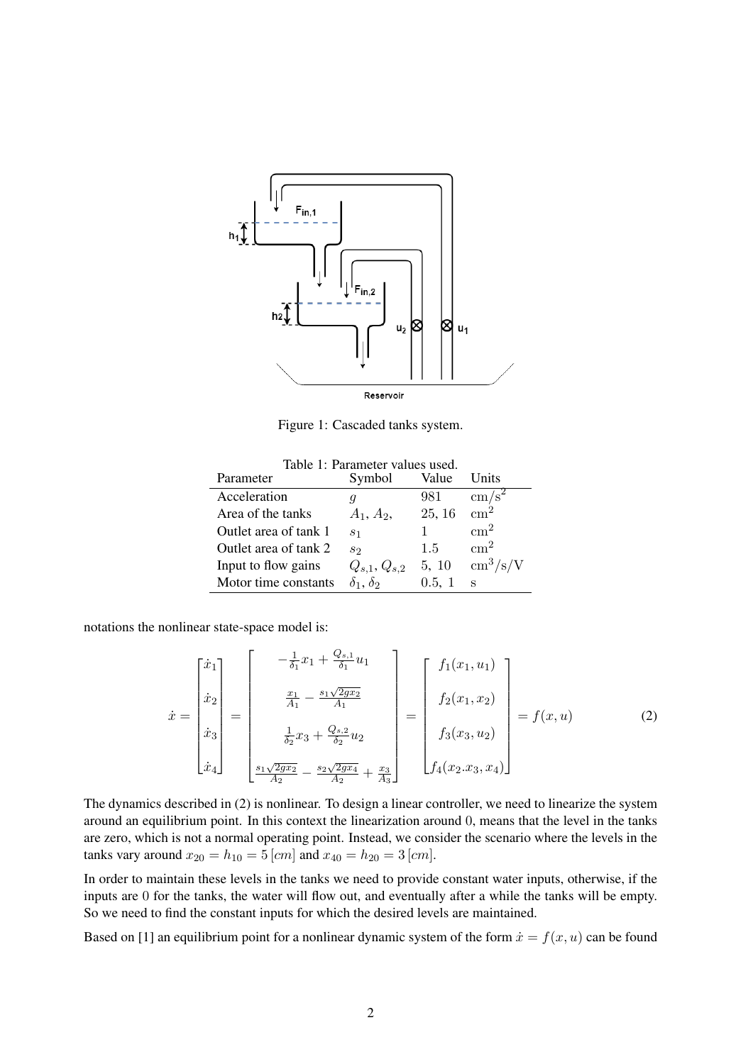Figure 1: Cascaded tanks system.

Table 1: Parameter values used.

| Parameter | Symbol | Value | Units |
|---|---|---|---|
| Acceleration | $g$ | 981 | $\mathrm{cm/s^2}$ |
| Area of the tanks | $A_1$, $A_2$, | 25, 16 | $\mathrm{cm^2}$ |
| Outlet area of tank 1 | $s_1$ | 1 | $\mathrm{cm^2}$ |
| Outlet area of tank 2 | $s_2$ | 1.5 | $\mathrm{cm^2}$ |
| Input to flow gains | $Q_{s,1}$, $Q_{s,2}$ | 5, 10 | $\mathrm{cm^3/s/V}$ |
| Motor time constants | $\delta_1$, $\delta_2$ | 0.5, 1 | s |

notations the nonlinear state-space model is:

$$\dot{x} = \begin{bmatrix} \dot{x}_1 \\ \dot{x}_2 \\ \dot{x}_3 \\ \dot{x}_4 \end{bmatrix} = \begin{bmatrix} -\frac{1}{\delta_1}x_1 + \frac{Q_{s,1}}{\delta_1}u_1 \\ \frac{x_1}{A_1} - \frac{s_1\sqrt{2gx_2}}{A_1} \\ \frac{1}{\delta_2}x_3 + \frac{Q_{s,2}}{\delta_2}u_2 \\ \frac{s_1\sqrt{2gx_2}}{A_2} - \frac{s_2\sqrt{2gx_4}}{A_2} + \frac{x_3}{A_3} \end{bmatrix} = \begin{bmatrix} f_1(x_1, u_1) \\ f_2(x_1, x_2) \\ f_3(x_3, u_2) \\ f_4(x_2.x_3, x_4) \end{bmatrix} = f(x, u) \tag{2}$$

The dynamics described in (2) is nonlinear. To design a linear controller, we need to linearize the system around an equilibrium point. In this context the linearization around 0, means that the level in the tanks are zero, which is not a normal operating point. Instead, we consider the scenario where the levels in the tanks vary around $x_{20} = h_{10} = 5\,[cm]$ and $x_{40} = h_{20} = 3\,[cm]$.

In order to maintain these levels in the tanks we need to provide constant water inputs, otherwise, if the inputs are 0 for the tanks, the water will flow out, and eventually after a while the tanks will be empty. So we need to find the constant inputs for which the desired levels are maintained.

Based on [1] an equilibrium point for a nonlinear dynamic system of the form $\dot{x} = f(x, u)$ can be found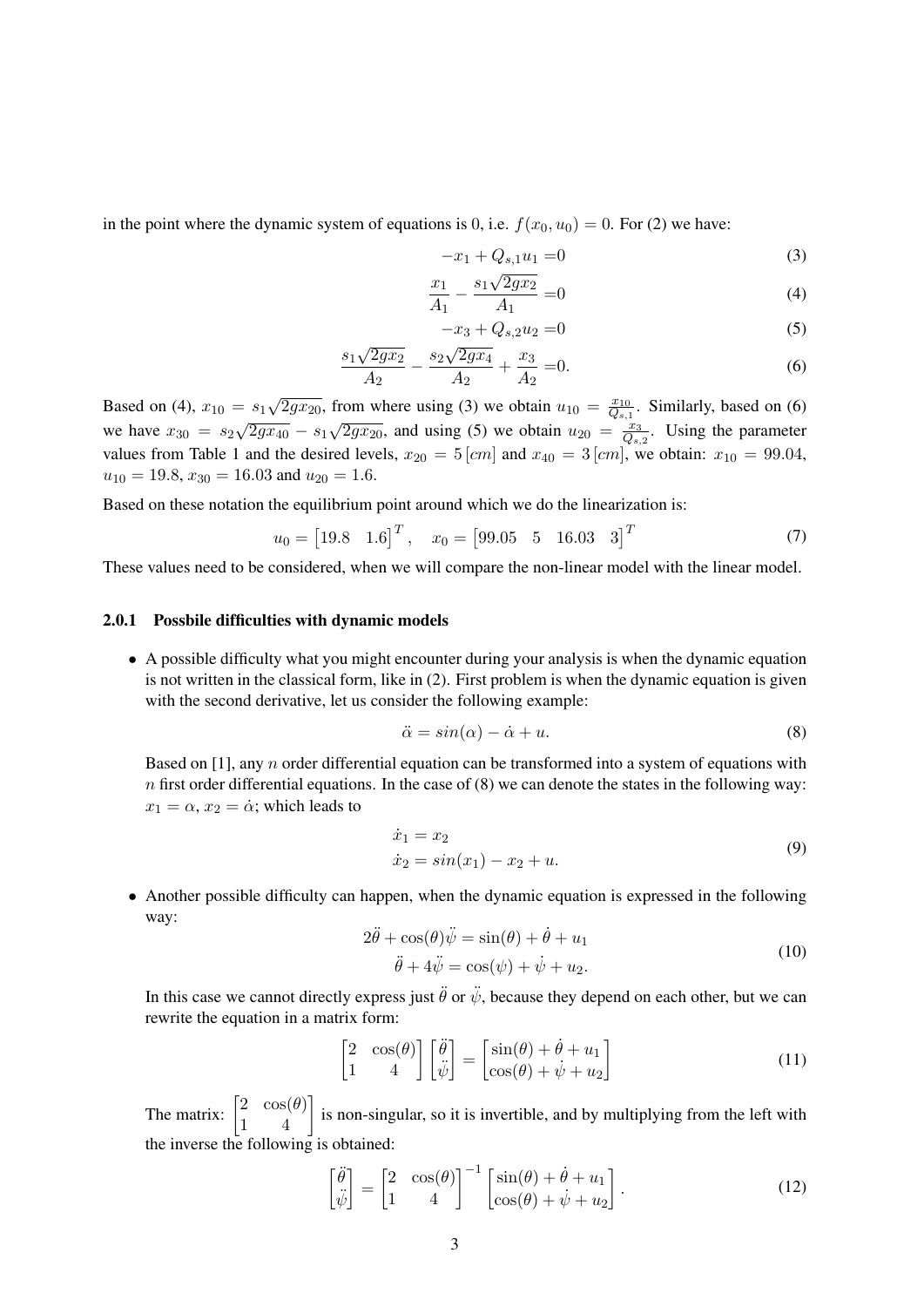in the point where the dynamic system of equations is 0, i.e. $f(x_0, u_0) = 0$. For (2) we have:

$$-x_1 + Q_{s,1}u_1 = 0 \tag{3}$$

$$\frac{x_1}{A_1} - \frac{s_1\sqrt{2gx_2}}{A_1} = 0 \tag{4}$$

$$-x_3 + Q_{s,2}u_2 = 0 \tag{5}$$

$$\frac{s_1\sqrt{2gx_2}}{A_2} - \frac{s_2\sqrt{2gx_4}}{A_2} + \frac{x_3}{A_2} = 0. \tag{6}$$

Based on (4), $x_{10} = s_1\sqrt{2gx_{20}}$, from where using (3) we obtain $u_{10} = \frac{x_{10}}{Q_{s,1}}$. Similarly, based on (6) we have $x_{30} = s_2\sqrt{2gx_{40}} - s_1\sqrt{2gx_{20}}$, and using (5) we obtain $u_{20} = \frac{x_3}{Q_{s,2}}$. Using the parameter values from Table 1 and the desired levels, $x_{20} = 5\,[cm]$ and $x_{40} = 3\,[cm]$, we obtain: $x_{10} = 99.04$, $u_{10} = 19.8$, $x_{30} = 16.03$ and $u_{20} = 1.6$.

Based on these notation the equilibrium point around which we do the linearization is:

$$u_0 = \begin{bmatrix} 19.8 & 1.6 \end{bmatrix}^T, \quad x_0 = \begin{bmatrix} 99.05 & 5 & 16.03 & 3 \end{bmatrix}^T \tag{7}$$

These values need to be considered, when we will compare the non-linear model with the linear model.

#### 2.0.1 Possbile difficulties with dynamic models

- A possible difficulty what you might encounter during your analysis is when the dynamic equation is not written in the classical form, like in (2). First problem is when the dynamic equation is given with the second derivative, let us consider the following example:

$$\ddot{\alpha} = sin(\alpha) - \dot{\alpha} + u. \tag{8}$$

  Based on [1], any $n$ order differential equation can be transformed into a system of equations with $n$ first order differential equations. In the case of (8) we can denote the states in the following way: $x_1 = \alpha$, $x_2 = \dot{\alpha}$; which leads to

$$\begin{aligned} \dot{x}_1 &= x_2 \\ \dot{x}_2 &= sin(x_1) - x_2 + u. \end{aligned} \tag{9}$$

- Another possible difficulty can happen, when the dynamic equation is expressed in the following way:

$$\begin{aligned} 2\ddot{\theta} + \cos(\theta)\ddot{\psi} &= \sin(\theta) + \dot{\theta} + u_1 \\ \ddot{\theta} + 4\ddot{\psi} &= \cos(\psi) + \dot{\psi} + u_2. \end{aligned} \tag{10}$$

  In this case we cannot directly express just $\ddot{\theta}$ or $\ddot{\psi}$, because they depend on each other, but we can rewrite the equation in a matrix form:

$$\begin{bmatrix} 2 & \cos(\theta) \\ 1 & 4 \end{bmatrix} \begin{bmatrix} \ddot{\theta} \\ \ddot{\psi} \end{bmatrix} = \begin{bmatrix} \sin(\theta) + \dot{\theta} + u_1 \\ \cos(\theta) + \dot{\psi} + u_2 \end{bmatrix} \tag{11}$$

  The matrix: $\begin{bmatrix} 2 & \cos(\theta) \\ 1 & 4 \end{bmatrix}$ is non-singular, so it is invertible, and by multiplying from the left with the inverse the following is obtained:

$$\begin{bmatrix} \ddot{\theta} \\ \ddot{\psi} \end{bmatrix} = \begin{bmatrix} 2 & \cos(\theta) \\ 1 & 4 \end{bmatrix}^{-1} \begin{bmatrix} \sin(\theta) + \dot{\theta} + u_1 \\ \cos(\theta) + \dot{\psi} + u_2 \end{bmatrix}. \tag{12}$$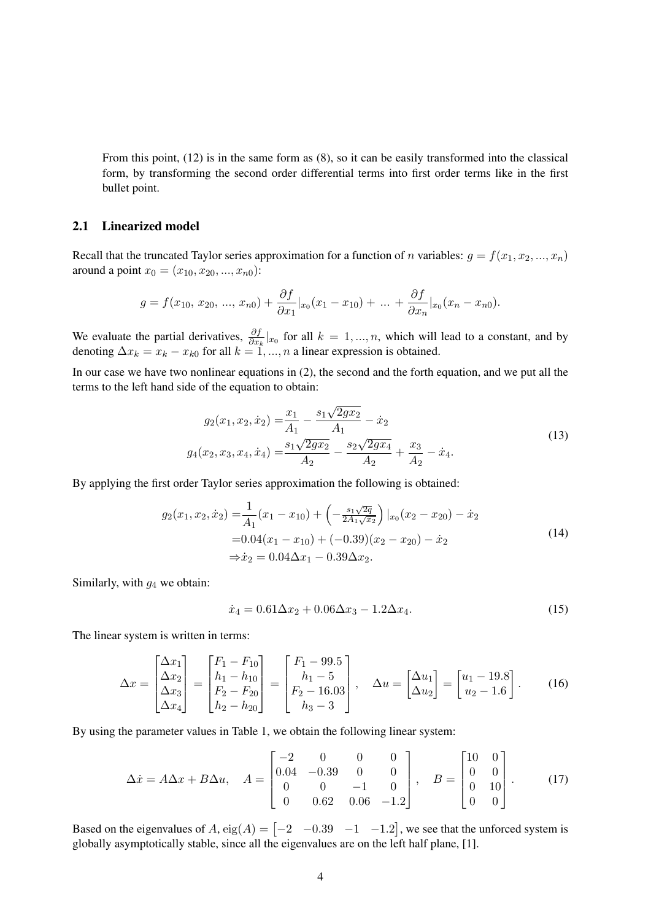From this point, (12) is in the same form as (8), so it can be easily transformed into the classical form, by transforming the second order differential terms into first order terms like in the first bullet point.

## 2.1 Linearized model

Recall that the truncated Taylor series approximation for a function of $n$ variables: $g = f(x_1, x_2, ..., x_n)$ around a point $x_0 = (x_{10}, x_{20}, ..., x_{n0})$:

$$g = f(x_{10},\, x_{20},\, ...,\, x_{n0}) + \frac{\partial f}{\partial x_1}|_{x_0}(x_1 - x_{10}) + \,...\, + \frac{\partial f}{\partial x_n}|_{x_0}(x_n - x_{n0}).$$

We evaluate the partial derivatives, $\frac{\partial f}{\partial x_k}|_{x_0}$ for all $k = 1, ..., n$, which will lead to a constant, and by denoting $\Delta x_k = x_k - x_{k0}$ for all $k = 1, ..., n$ a linear expression is obtained.

In our case we have two nonlinear equations in (2), the second and the forth equation, and we put all the terms to the left hand side of the equation to obtain:

$$\begin{aligned}
g_2(x_1, x_2, \dot{x}_2) =& \frac{x_1}{A_1} - \frac{s_1\sqrt{2gx_2}}{A_1} - \dot{x}_2 \\
g_4(x_2, x_3, x_4, \dot{x}_4) =& \frac{s_1\sqrt{2gx_2}}{A_2} - \frac{s_2\sqrt{2gx_4}}{A_2} + \frac{x_3}{A_2} - \dot{x}_4.
\end{aligned} \tag{13}$$

By applying the first order Taylor series approximation the following is obtained:

$$\begin{aligned}
g_2(x_1, x_2, \dot{x}_2) =& \frac{1}{A_1}(x_1 - x_{10}) + \left(-\tfrac{s_1\sqrt{2q}}{2A_1\sqrt{x_2}}\right)|_{x_0}(x_2 - x_{20}) - \dot{x}_2 \\
=& 0.04(x_1 - x_{10}) + (-0.39)(x_2 - x_{20}) - \dot{x}_2 \\
\Rightarrow& \dot{x}_2 = 0.04\Delta x_1 - 0.39\Delta x_2.
\end{aligned} \tag{14}$$

Similarly, with $g_4$ we obtain:

$$\dot{x}_4 = 0.61\Delta x_2 + 0.06\Delta x_3 - 1.2\Delta x_4. \tag{15}$$

The linear system is written in terms:

$$\Delta x = \begin{bmatrix}\Delta x_1\\ \Delta x_2\\ \Delta x_3\\ \Delta x_4\end{bmatrix} = \begin{bmatrix}F_1 - F_{10}\\ h_1 - h_{10}\\ F_2 - F_{20}\\ h_2 - h_{20}\end{bmatrix} = \begin{bmatrix}F_1 - 99.5\\ h_1 - 5\\ F_2 - 16.03\\ h_3 - 3\end{bmatrix}, \quad \Delta u = \begin{bmatrix}\Delta u_1\\ \Delta u_2\end{bmatrix} = \begin{bmatrix}u_1 - 19.8\\ u_2 - 1.6\end{bmatrix}. \tag{16}$$

By using the parameter values in Table 1, we obtain the following linear system:

$$\Delta\dot{x} = A\Delta x + B\Delta u, \quad A = \begin{bmatrix}-2 & 0 & 0 & 0\\ 0.04 & -0.39 & 0 & 0\\ 0 & 0 & -1 & 0\\ 0 & 0.62 & 0.06 & -1.2\end{bmatrix}, \quad B = \begin{bmatrix}10 & 0\\ 0 & 0\\ 0 & 10\\ 0 & 0\end{bmatrix}. \tag{17}$$

Based on the eigenvalues of $A$, $\text{eig}(A) = \begin{bmatrix}-2 & -0.39 & -1 & -1.2\end{bmatrix}$, we see that the unforced system is globally asymptotically stable, since all the eigenvalues are on the left half plane, [1].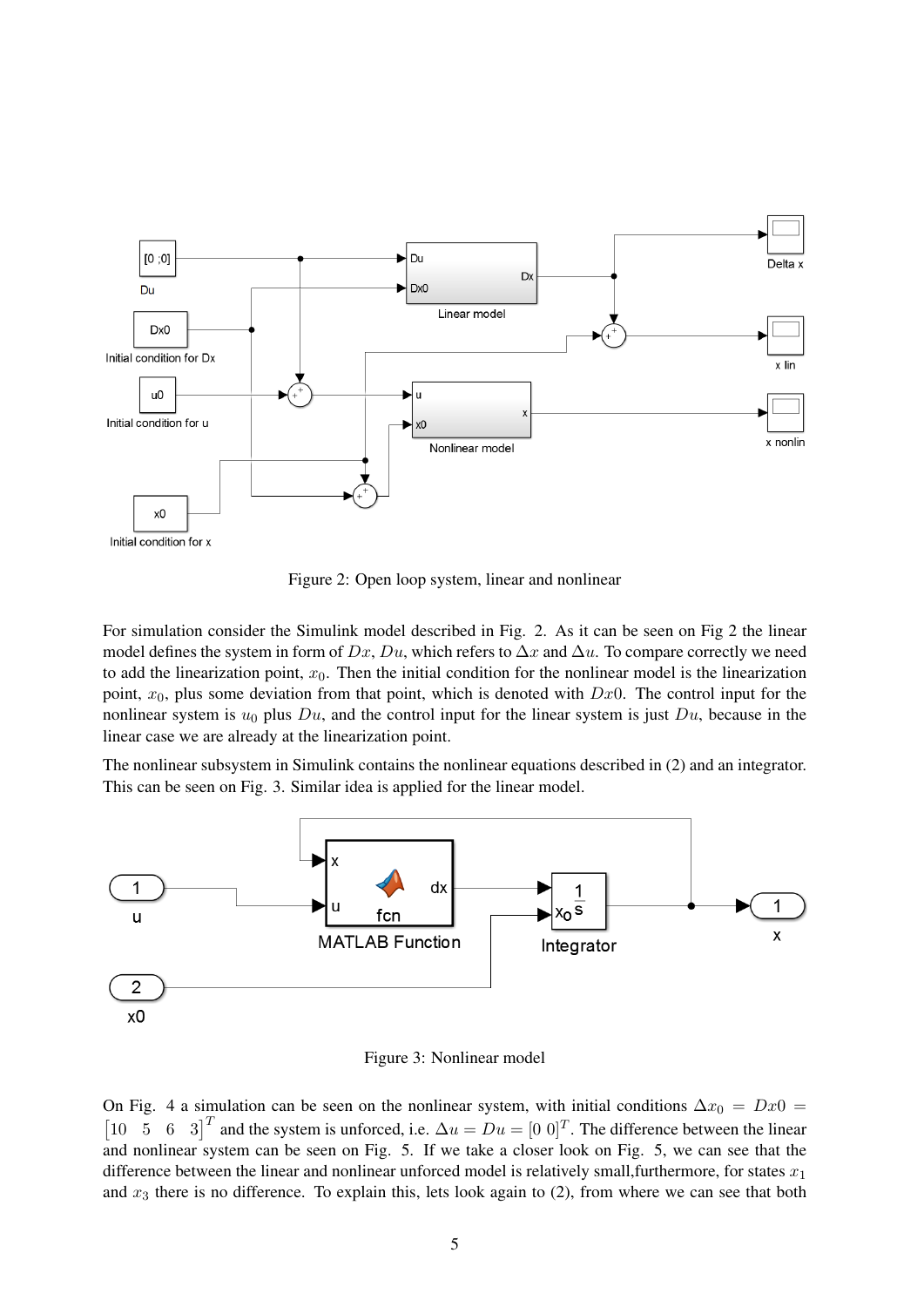Figure 2: Open loop system, linear and nonlinear

For simulation consider the Simulink model described in Fig. 2. As it can be seen on Fig 2 the linear model defines the system in form of $Dx$, $Du$, which refers to $\Delta x$ and $\Delta u$. To compare correctly we need to add the linearization point, $x_0$. Then the initial condition for the nonlinear model is the linearization point, $x_0$, plus some deviation from that point, which is denoted with $Dx0$. The control input for the nonlinear system is $u_0$ plus $Du$, and the control input for the linear system is just $Du$, because in the linear case we are already at the linearization point.

The nonlinear subsystem in Simulink contains the nonlinear equations described in (2) and an integrator. This can be seen on Fig. 3. Similar idea is applied for the linear model.

Figure 3: Nonlinear model

On Fig. 4 a simulation can be seen on the nonlinear system, with initial conditions $\Delta x_0 = Dx0 = \begin{bmatrix} 10 & 5 & 6 & 3 \end{bmatrix}^T$ and the system is unforced, i.e. $\Delta u = Du = [0\ 0]^T$. The difference between the linear and nonlinear system can be seen on Fig. 5. If we take a closer look on Fig. 5, we can see that the difference between the linear and nonlinear unforced model is relatively small,furthermore, for states $x_1$ and $x_3$ there is no difference. To explain this, lets look again to (2), from where we can see that both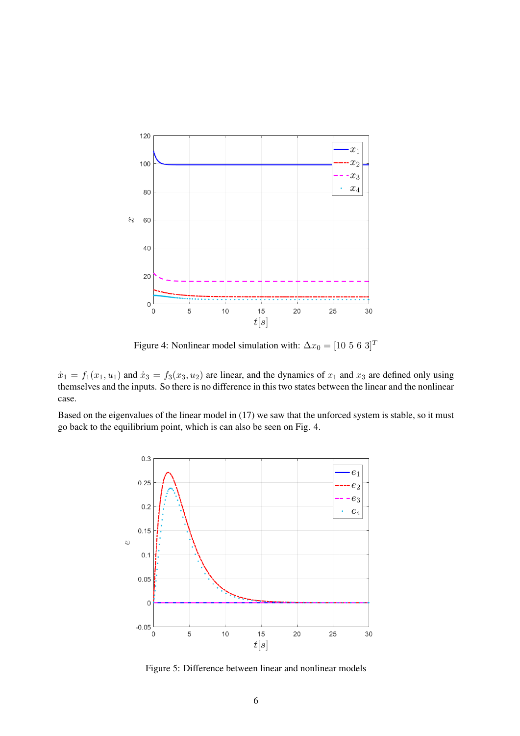Figure 4: Nonlinear model simulation with: $\Delta x_0 = [10\ 5\ 6\ 3]^T$

$\dot{x}_1 = f_1(x_1, u_1)$ and $\dot{x}_3 = f_3(x_3, u_2)$ are linear, and the dynamics of $x_1$ and $x_3$ are defined only using themselves and the inputs. So there is no difference in this two states between the linear and the nonlinear case.

Based on the eigenvalues of the linear model in (17) we saw that the unforced system is stable, so it must go back to the equilibrium point, which is can also be seen on Fig. 4.

Figure 5: Difference between linear and nonlinear models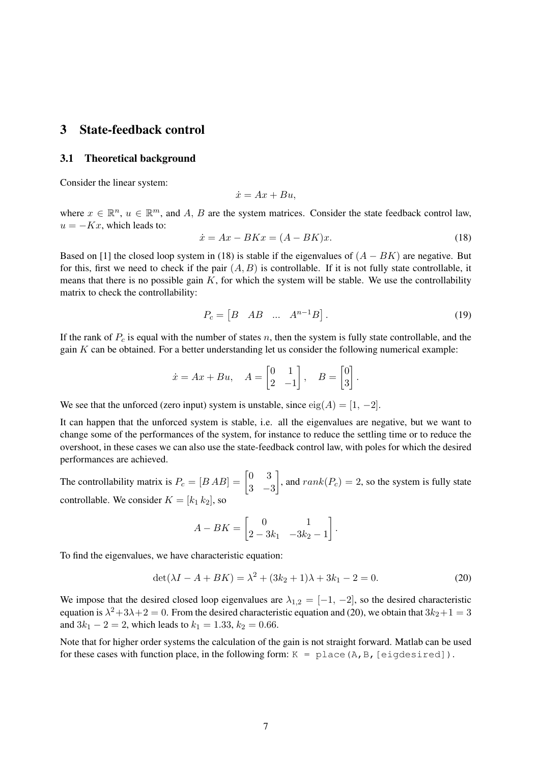# 3 State-feedback control

## 3.1 Theoretical background

Consider the linear system:

$$\dot{x} = Ax + Bu,$$

where $x \in \mathbb{R}^n$, $u \in \mathbb{R}^m$, and $A$, $B$ are the system matrices. Consider the state feedback control law, $u = -Kx$, which leads to:

$$\dot{x} = Ax - BKx = (A - BK)x. \tag{18}$$

Based on [1] the closed loop system in (18) is stable if the eigenvalues of $(A - BK)$ are negative. But for this, first we need to check if the pair $(A, B)$ is controllable. If it is not fully state controllable, it means that there is no possible gain $K$, for which the system will be stable. We use the controllability matrix to check the controllability:

$$P_c = \begin{bmatrix} B & AB & \dots & A^{n-1}B \end{bmatrix}. \tag{19}$$

If the rank of $P_c$ is equal with the number of states $n$, then the system is fully state controllable, and the gain $K$ can be obtained. For a better understanding let us consider the following numerical example:

$$\dot{x} = Ax + Bu, \quad A = \begin{bmatrix} 0 & 1 \\ 2 & -1 \end{bmatrix}, \quad B = \begin{bmatrix} 0 \\ 3 \end{bmatrix}.$$

We see that the unforced (zero input) system is unstable, since $\text{eig}(A) = [1, \, -2]$.

It can happen that the unforced system is stable, i.e. all the eigenvalues are negative, but we want to change some of the performances of the system, for instance to reduce the settling time or to reduce the overshoot, in these cases we can also use the state-feedback control law, with poles for which the desired performances are achieved.

The controllability matrix is $P_c = [B \, AB] = \begin{bmatrix} 0 & 3 \\ 3 & -3 \end{bmatrix}$, and $rank(P_c) = 2$, so the system is fully state controllable. We consider $K = [k_1 \, k_2]$, so

$$A - BK = \begin{bmatrix} 0 & 1 \\ 2 - 3k_1 & -3k_2 - 1 \end{bmatrix}.$$

To find the eigenvalues, we have characteristic equation:

$$\det(\lambda I - A + BK) = \lambda^2 + (3k_2 + 1)\lambda + 3k_1 - 2 = 0. \tag{20}$$

We impose that the desired closed loop eigenvalues are $\lambda_{1,2} = [-1, \, -2]$, so the desired characteristic equation is $\lambda^2 + 3\lambda + 2 = 0$. From the desired characteristic equation and (20), we obtain that $3k_2 + 1 = 3$ and $3k_1 - 2 = 2$, which leads to $k_1 = 1.33$, $k_2 = 0.66$.

Note that for higher order systems the calculation of the gain is not straight forward. Matlab can be used for these cases with function place, in the following form: `K = place(A,B,[eigdesired])`.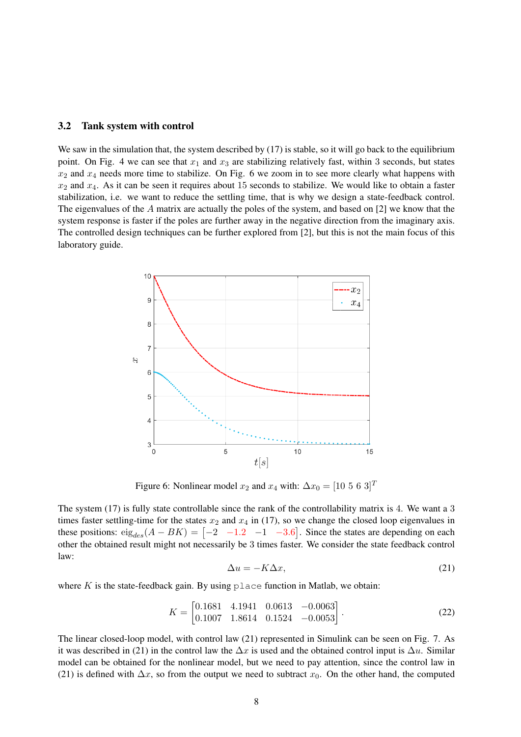### 3.2 Tank system with control

We saw in the simulation that, the system described by (17) is stable, so it will go back to the equilibrium point. On Fig. 4 we can see that $x_1$ and $x_3$ are stabilizing relatively fast, within 3 seconds, but states $x_2$ and $x_4$ needs more time to stabilize. On Fig. 6 we zoom in to see more clearly what happens with $x_2$ and $x_4$. As it can be seen it requires about 15 seconds to stabilize. We would like to obtain a faster stabilization, i.e. we want to reduce the settling time, that is why we design a state-feedback control. The eigenvalues of the $A$ matrix are actually the poles of the system, and based on [2] we know that the system response is faster if the poles are further away in the negative direction from the imaginary axis. The controlled design techniques can be further explored from [2], but this is not the main focus of this laboratory guide.

Figure 6: Nonlinear model $x_2$ and $x_4$ with: $\Delta x_0 = [10\ 5\ 6\ 3]^T$

The system (17) is fully state controllable since the rank of the controllability matrix is 4. We want a 3 times faster settling-time for the states $x_2$ and $x_4$ in (17), so we change the closed loop eigenvalues in these positions: $\text{eig}_{des}(A - BK) = \begin{bmatrix} -2 & -1.2 & -1 & -3.6 \end{bmatrix}$. Since the states are depending on each other the obtained result might not necessarily be 3 times faster. We consider the state feedback control law:

$$\Delta u = -K\Delta x, \tag{21}$$

where $K$ is the state-feedback gain. By using `place` function in Matlab, we obtain:

$$K = \begin{bmatrix} 0.1681 & 4.1941 & 0.0613 & -0.0063 \\ 0.1007 & 1.8614 & 0.1524 & -0.0053 \end{bmatrix}. \tag{22}$$

The linear closed-loop model, with control law (21) represented in Simulink can be seen on Fig. 7. As it was described in (21) in the control law the $\Delta x$ is used and the obtained control input is $\Delta u$. Similar model can be obtained for the nonlinear model, but we need to pay attention, since the control law in (21) is defined with $\Delta x$, so from the output we need to subtract $x_0$. On the other hand, the computed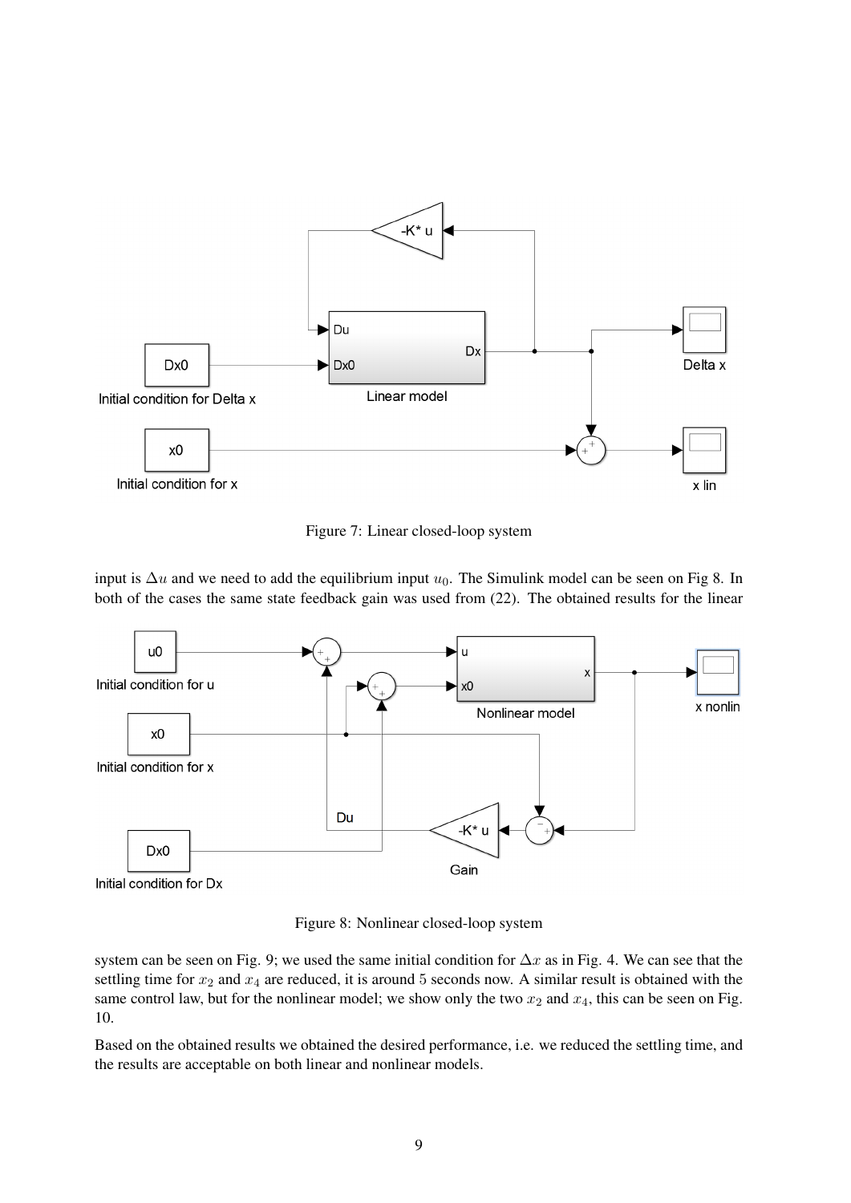Figure 7: Linear closed-loop system

input is $\Delta u$ and we need to add the equilibrium input $u_0$. The Simulink model can be seen on Fig 8. In both of the cases the same state feedback gain was used from (22). The obtained results for the linear

Figure 8: Nonlinear closed-loop system

system can be seen on Fig. 9; we used the same initial condition for $\Delta x$ as in Fig. 4. We can see that the settling time for $x_2$ and $x_4$ are reduced, it is around 5 seconds now. A similar result is obtained with the same control law, but for the nonlinear model; we show only the two $x_2$ and $x_4$, this can be seen on Fig. 10.

Based on the obtained results we obtained the desired performance, i.e. we reduced the settling time, and the results are acceptable on both linear and nonlinear models.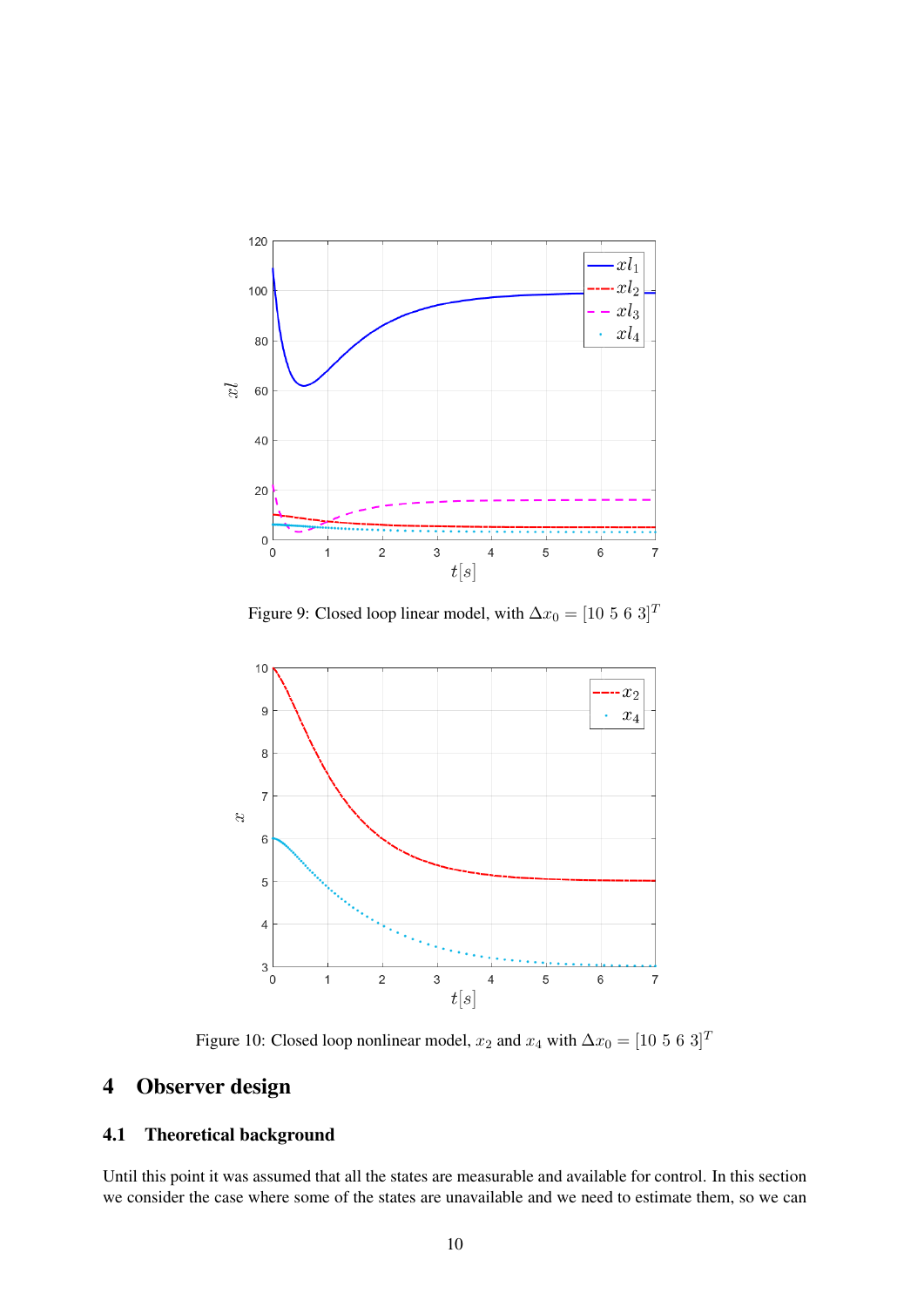Figure 9: Closed loop linear model, with $\Delta x_0 = [10\ 5\ 6\ 3]^T$

Figure 10: Closed loop nonlinear model, $x_2$ and $x_4$ with $\Delta x_0 = [10\ 5\ 6\ 3]^T$

# 4 Observer design

## 4.1 Theoretical background

Until this point it was assumed that all the states are measurable and available for control. In this section we consider the case where some of the states are unavailable and we need to estimate them, so we can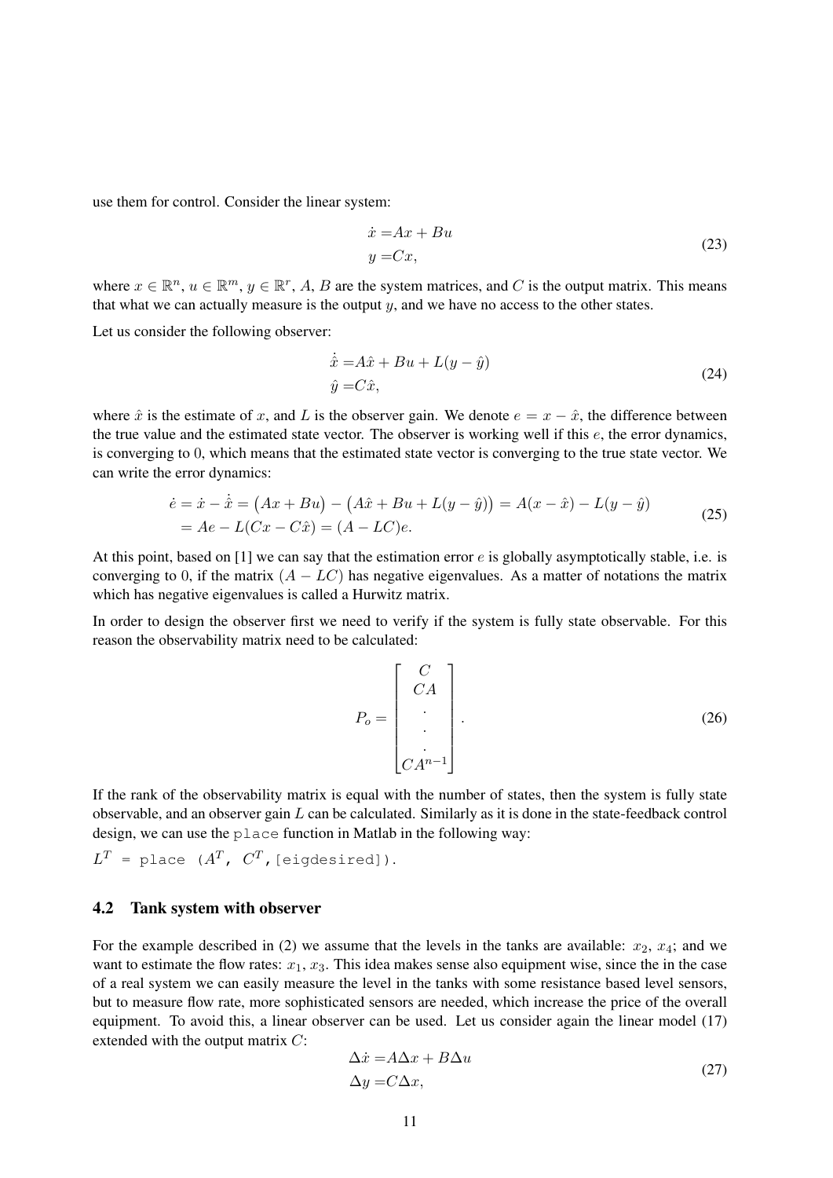use them for control. Consider the linear system:

$$
\begin{aligned}
\dot{x} =& Ax + Bu \\
y =& Cx,
\end{aligned}
\tag{23}
$$

where $x \in \mathbb{R}^n$, $u \in \mathbb{R}^m$, $y \in \mathbb{R}^r$, $A$, $B$ are the system matrices, and $C$ is the output matrix. This means that what we can actually measure is the output $y$, and we have no access to the other states.

Let us consider the following observer:

$$
\begin{aligned}
\dot{\hat{x}} =& A\hat{x} + Bu + L(y - \hat{y}) \\
\hat{y} =& C\hat{x},
\end{aligned}
\tag{24}
$$

where $\hat{x}$ is the estimate of $x$, and $L$ is the observer gain. We denote $e = x - \hat{x}$, the difference between the true value and the estimated state vector. The observer is working well if this $e$, the error dynamics, is converging to 0, which means that the estimated state vector is converging to the true state vector. We can write the error dynamics:

$$
\begin{aligned}
\dot{e} &= \dot{x} - \dot{\hat{x}} = \big(Ax + Bu\big) - \big(A\hat{x} + Bu + L(y - \hat{y})\big) = A(x - \hat{x}) - L(y - \hat{y}) \\
&= Ae - L(Cx - C\hat{x}) = (A - LC)e.
\end{aligned}
\tag{25}
$$

At this point, based on [1] we can say that the estimation error $e$ is globally asymptotically stable, i.e. is converging to 0, if the matrix $(A - LC)$ has negative eigenvalues. As a matter of notations the matrix which has negative eigenvalues is called a Hurwitz matrix.

In order to design the observer first we need to verify if the system is fully state observable. For this reason the observability matrix need to be calculated:

$$
P_o = \begin{bmatrix} C \\ CA \\ . \\ . \\ . \\ CA^{n-1} \end{bmatrix}.
\tag{26}
$$

If the rank of the observability matrix is equal with the number of states, then the system is fully state observable, and an observer gain $L$ can be calculated. Similarly as it is done in the state-feedback control design, we can use the `place` function in Matlab in the following way:

$L^T$ `= place (`$A^T$`, `$C^T$`,[eigdesired]).`

## 4.2 Tank system with observer

For the example described in (2) we assume that the levels in the tanks are available: $x_2$, $x_4$; and we want to estimate the flow rates: $x_1$, $x_3$. This idea makes sense also equipment wise, since the in the case of a real system we can easily measure the level in the tanks with some resistance based level sensors, but to measure flow rate, more sophisticated sensors are needed, which increase the price of the overall equipment. To avoid this, a linear observer can be used. Let us consider again the linear model (17) extended with the output matrix $C$:

$$
\begin{aligned}
\Delta\dot{x} =& A\Delta x + B\Delta u \\
\Delta y =& C\Delta x,
\end{aligned}
\tag{27}
$$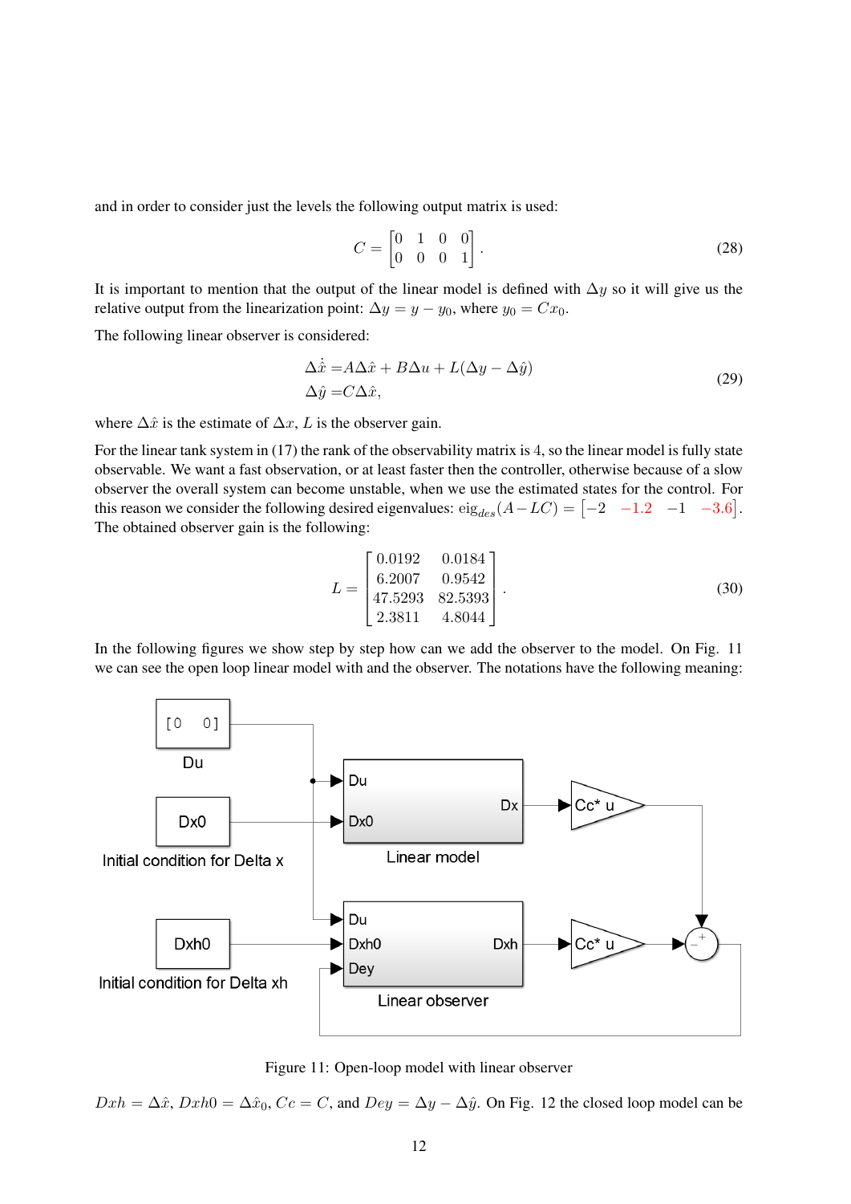and in order to consider just the levels the following output matrix is used:

$$C = \begin{bmatrix} 0 & 1 & 0 & 0 \\ 0 & 0 & 0 & 1 \end{bmatrix}. \tag{28}$$

It is important to mention that the output of the linear model is defined with $\Delta y$ so it will give us the relative output from the linearization point: $\Delta y = y - y_0$, where $y_0 = Cx_0$.

The following linear observer is considered:

$$\begin{aligned} \Delta\dot{\hat{x}} &= A\Delta\hat{x} + B\Delta u + L(\Delta y - \Delta\hat{y}) \\ \Delta\hat{y} &= C\Delta\hat{x}, \end{aligned} \tag{29}$$

where $\Delta\hat{x}$ is the estimate of $\Delta x$, $L$ is the observer gain.

For the linear tank system in (17) the rank of the observability matrix is 4, so the linear model is fully state observable. We want a fast observation, or at least faster then the controller, otherwise because of a slow observer the overall system can become unstable, when we use the estimated states for the control. For this reason we consider the following desired eigenvalues: $\text{eig}_{des}(A - LC) = \begin{bmatrix} -2 & -1.2 & -1 & -3.6 \end{bmatrix}$. The obtained observer gain is the following:

$$L = \begin{bmatrix} 0.0192 & 0.0184 \\ 6.2007 & 0.9542 \\ 47.5293 & 82.5393 \\ 2.3811 & 4.8044 \end{bmatrix}. \tag{30}$$

In the following figures we show step by step how can we add the observer to the model. On Fig. 11 we can see the open loop linear model with and the observer. The notations have the following meaning:

Figure 11: Open-loop model with linear observer

$Dxh = \Delta\hat{x}$, $Dxh0 = \Delta\hat{x}_0$, $Cc = C$, and $Dey = \Delta y - \Delta\hat{y}$. On Fig. 12 the closed loop model can be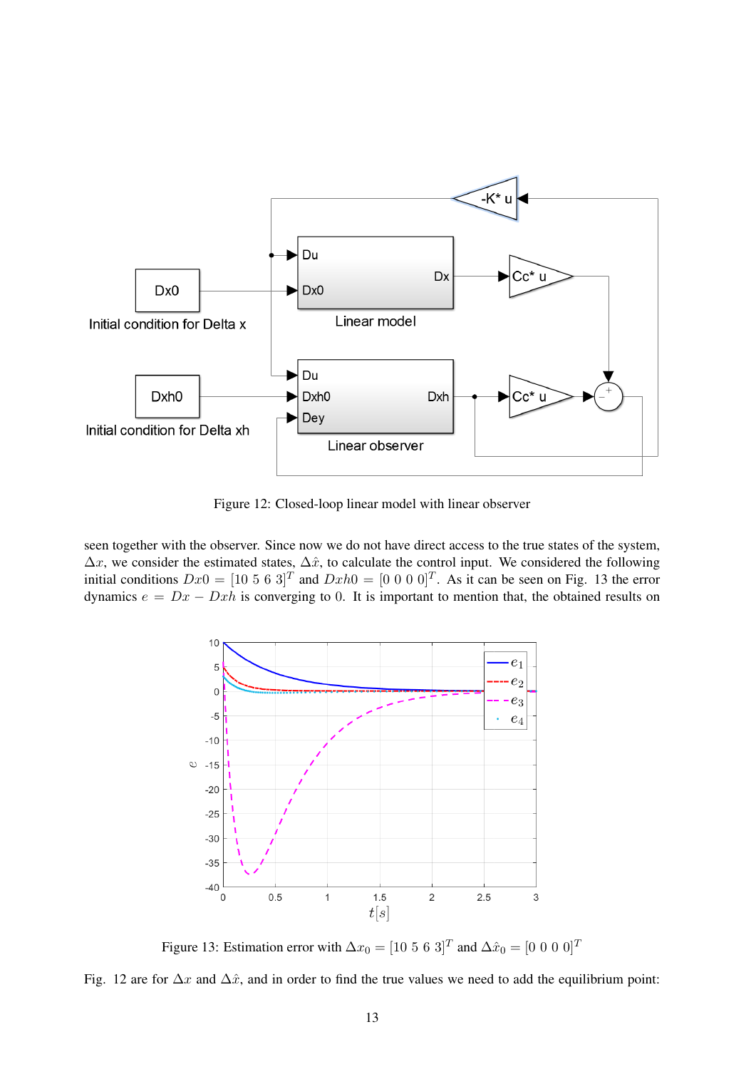Figure 12: Closed-loop linear model with linear observer

seen together with the observer. Since now we do not have direct access to the true states of the system, $\Delta x$, we consider the estimated states, $\Delta\hat{x}$, to calculate the control input. We considered the following initial conditions $Dx0 = [10\ 5\ 6\ 3]^T$ and $Dxh0 = [0\ 0\ 0\ 0]^T$. As it can be seen on Fig. 13 the error dynamics $e = Dx - Dxh$ is converging to 0. It is important to mention that, the obtained results on

Figure 13: Estimation error with $\Delta x_0 = [10\ 5\ 6\ 3]^T$ and $\Delta\hat{x}_0 = [0\ 0\ 0\ 0]^T$

Fig. 12 are for $\Delta x$ and $\Delta\hat{x}$, and in order to find the true values we need to add the equilibrium point: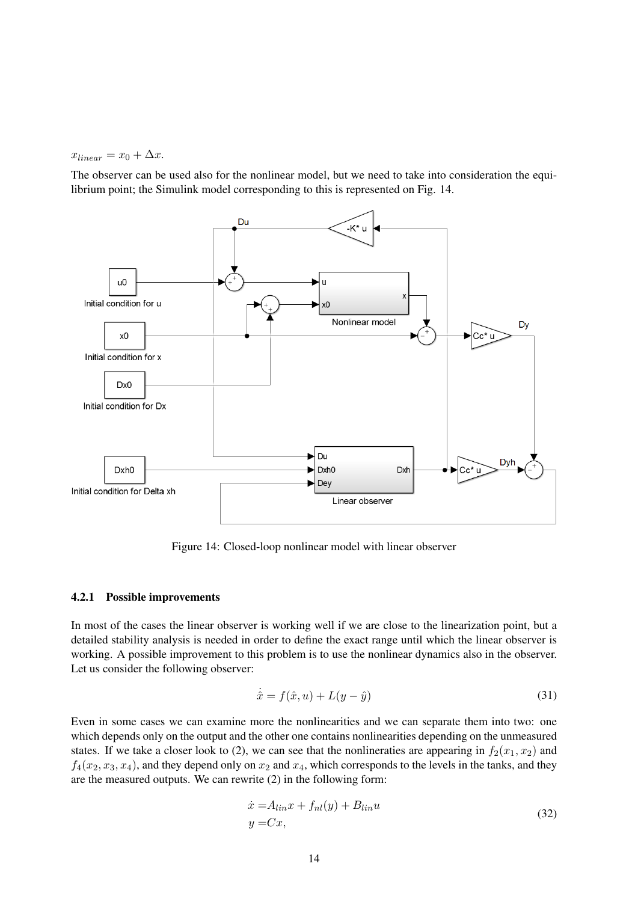$x_{linear} = x_0 + \Delta x$.

The observer can be used also for the nonlinear model, but we need to take into consideration the equilibrium point; the Simulink model corresponding to this is represented on Fig. 14.

Figure 14: Closed-loop nonlinear model with linear observer

### 4.2.1 Possible improvements

In most of the cases the linear observer is working well if we are close to the linearization point, but a detailed stability analysis is needed in order to define the exact range until which the linear observer is working. A possible improvement to this problem is to use the nonlinear dynamics also in the observer. Let us consider the following observer:

$$\dot{\hat{x}} = f(\hat{x}, u) + L(y - \hat{y}) \tag{31}$$

Even in some cases we can examine more the nonlinearities and we can separate them into two: one which depends only on the output and the other one contains nonlinearities depending on the unmeasured states. If we take a closer look to (2), we can see that the nonlineraties are appearing in $f_2(x_1, x_2)$ and $f_4(x_2, x_3, x_4)$, and they depend only on $x_2$ and $x_4$, which corresponds to the levels in the tanks, and they are the measured outputs. We can rewrite (2) in the following form:

$$\begin{aligned}\dot{x} =& A_{lin}x + f_{nl}(y) + B_{lin}u \\ y =& Cx,\end{aligned} \tag{32}$$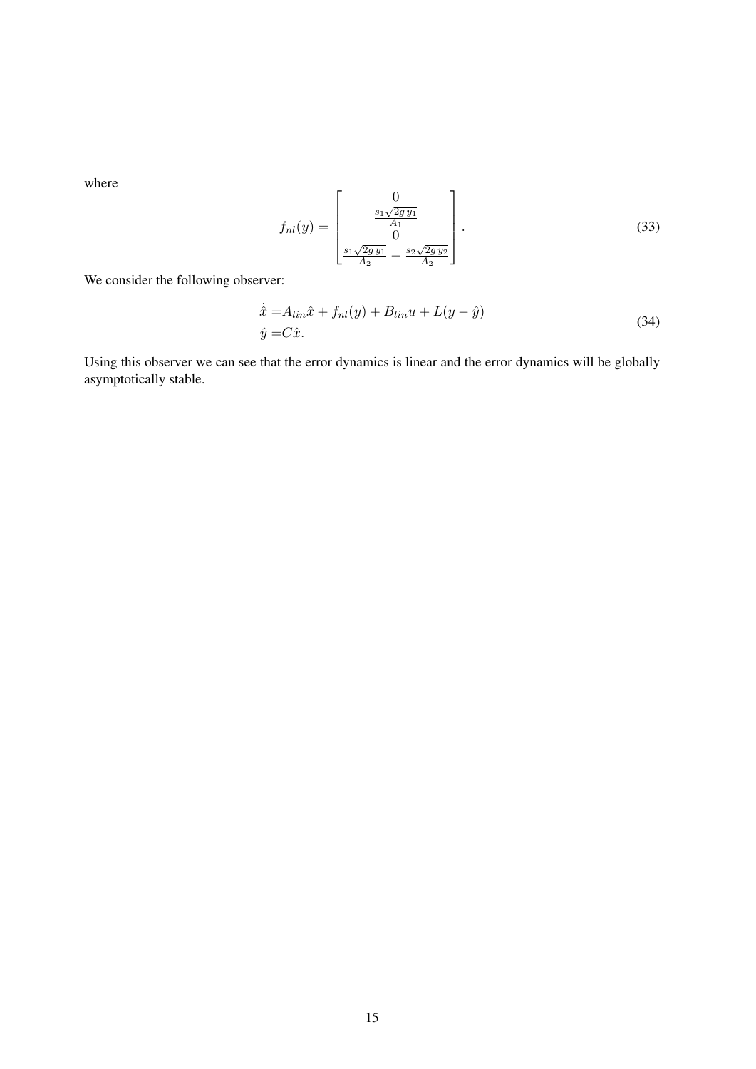where

$$f_{nl}(y) = \begin{bmatrix} 0 \\ \frac{s_1\sqrt{2g\,y_1}}{A_1} \\ 0 \\ \frac{s_1\sqrt{2g\,y_1}}{A_2} - \frac{s_2\sqrt{2g\,y_2}}{A_2} \end{bmatrix}. \tag{33}$$

We consider the following observer:

$$\begin{aligned} \dot{\hat{x}} =& A_{lin}\hat{x} + f_{nl}(y) + B_{lin}u + L(y - \hat{y}) \\ \hat{y} =& C\hat{x}. \end{aligned} \tag{34}$$

Using this observer we can see that the error dynamics is linear and the error dynamics will be globally asymptotically stable.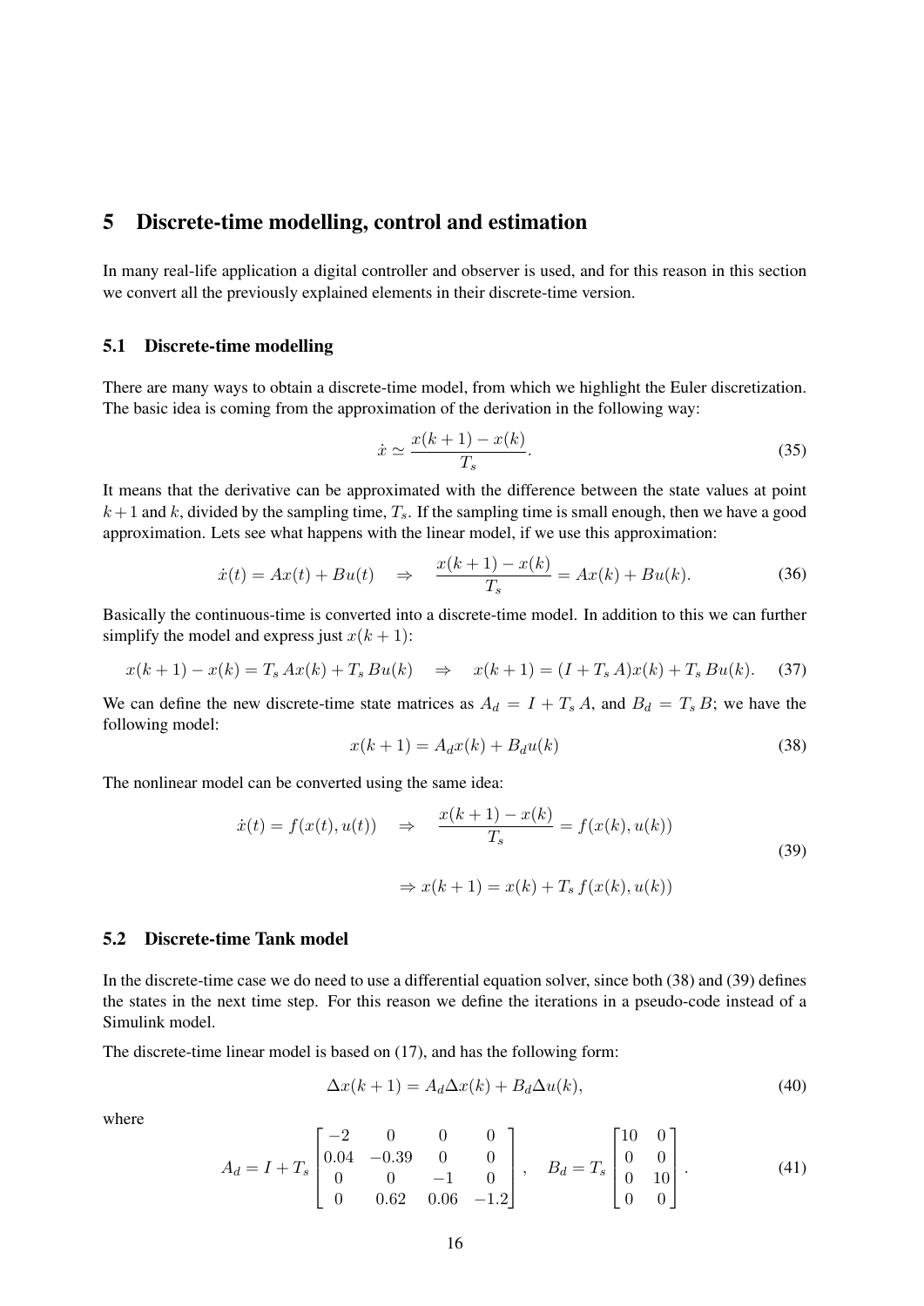## 5 Discrete-time modelling, control and estimation

In many real-life application a digital controller and observer is used, and for this reason in this section we convert all the previously explained elements in their discrete-time version.

### 5.1 Discrete-time modelling

There are many ways to obtain a discrete-time model, from which we highlight the Euler discretization. The basic idea is coming from the approximation of the derivation in the following way:

$$\dot{x} \simeq \frac{x(k+1) - x(k)}{T_s}. \tag{35}$$

It means that the derivative can be approximated with the difference between the state values at point $k+1$ and $k$, divided by the sampling time, $T_s$. If the sampling time is small enough, then we have a good approximation. Lets see what happens with the linear model, if we use this approximation:

$$\dot{x}(t) = Ax(t) + Bu(t) \quad \Rightarrow \quad \frac{x(k+1) - x(k)}{T_s} = Ax(k) + Bu(k). \tag{36}$$

Basically the continuous-time is converted into a discrete-time model. In addition to this we can further simplify the model and express just $x(k+1)$:

$$x(k+1) - x(k) = T_s\, Ax(k) + T_s\, Bu(k) \quad \Rightarrow \quad x(k+1) = (I + T_s\, A)x(k) + T_s\, Bu(k). \tag{37}$$

We can define the new discrete-time state matrices as $A_d = I + T_s\, A$, and $B_d = T_s\, B$; we have the following model:

$$x(k+1) = A_d x(k) + B_d u(k) \tag{38}$$

The nonlinear model can be converted using the same idea:

$$\begin{aligned} \dot{x}(t) = f(x(t), u(t)) \quad &\Rightarrow \quad \frac{x(k+1) - x(k)}{T_s} = f(x(k), u(k)) \\ &\Rightarrow x(k+1) = x(k) + T_s\, f(x(k), u(k)) \end{aligned} \tag{39}$$

### 5.2 Discrete-time Tank model

In the discrete-time case we do need to use a differential equation solver, since both (38) and (39) defines the states in the next time step. For this reason we define the iterations in a pseudo-code instead of a Simulink model.

The discrete-time linear model is based on (17), and has the following form:

$$\Delta x(k+1) = A_d \Delta x(k) + B_d \Delta u(k), \tag{40}$$

where

$$A_d = I + T_s \begin{bmatrix} -2 & 0 & 0 & 0 \\ 0.04 & -0.39 & 0 & 0 \\ 0 & 0 & -1 & 0 \\ 0 & 0.62 & 0.06 & -1.2 \end{bmatrix}, \quad B_d = T_s \begin{bmatrix} 10 & 0 \\ 0 & 0 \\ 0 & 10 \\ 0 & 0 \end{bmatrix}. \tag{41}$$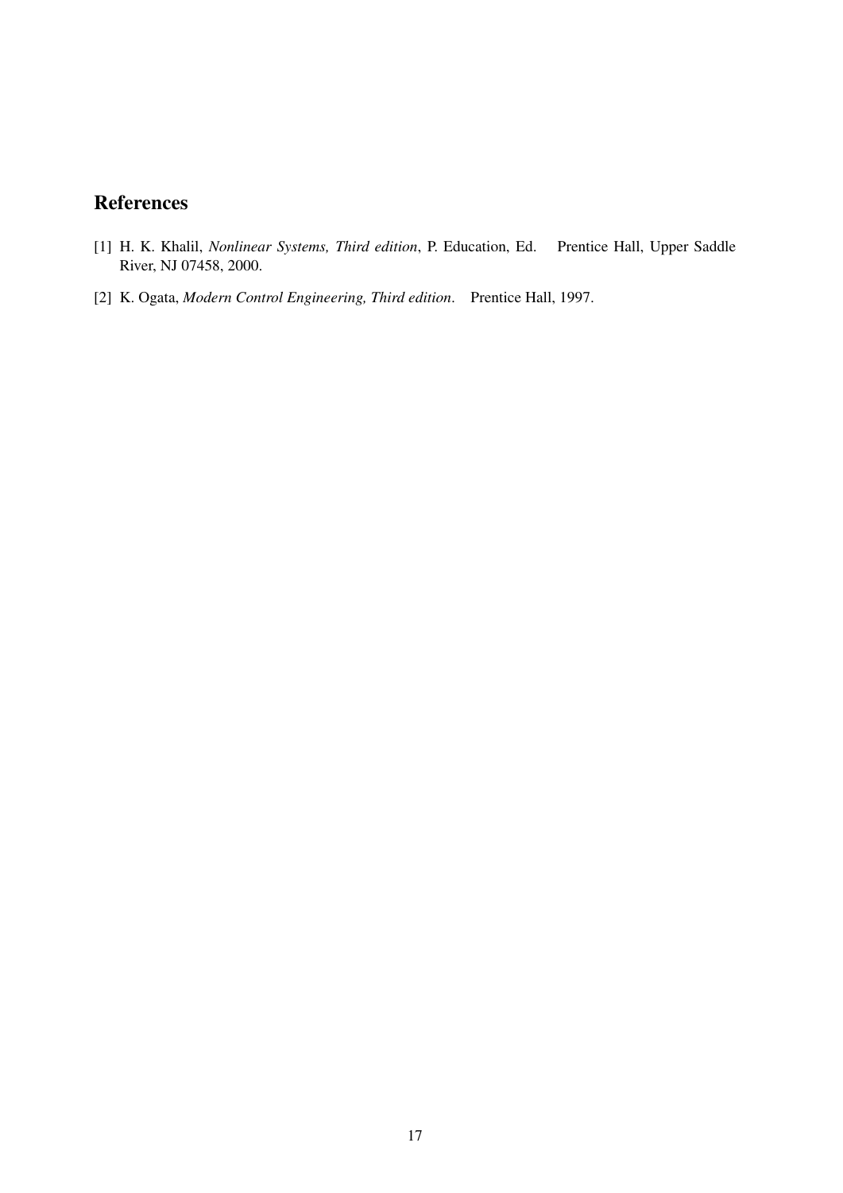# References

[1] H. K. Khalil, *Nonlinear Systems, Third edition*, P. Education, Ed. Prentice Hall, Upper Saddle River, NJ 07458, 2000.

[2] K. Ogata, *Modern Control Engineering, Third edition*. Prentice Hall, 1997.